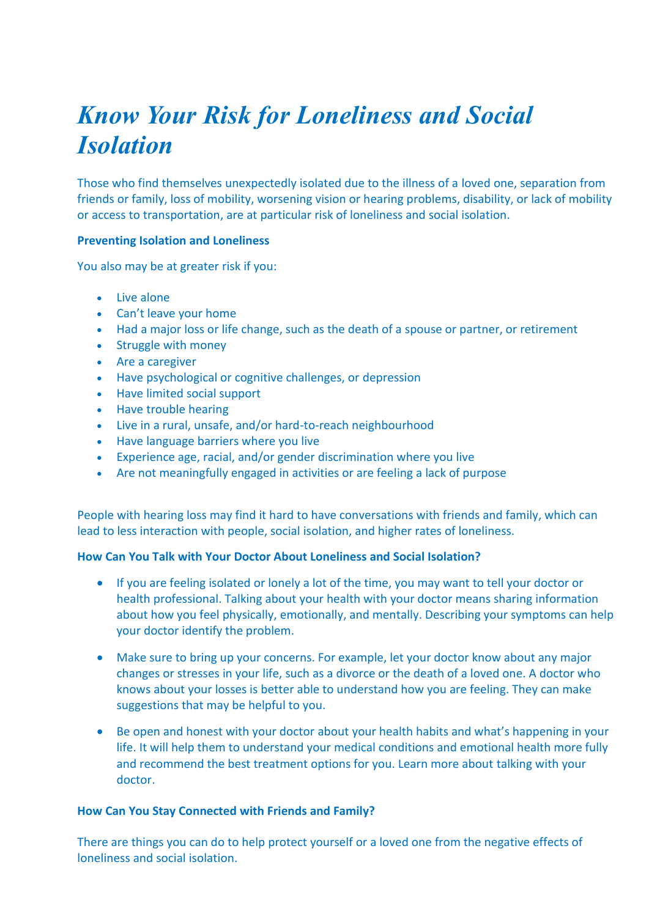# *Know Your Risk for Loneliness and Social Isolation*

Those who find themselves unexpectedly isolated due to the illness of a loved one, separation from friends or family, loss of mobility, worsening vision or hearing problems, disability, or lack of mobility or access to transportation, are at particular risk of loneliness and social isolation.

**Preventing Isolation and Loneliness**

You also may be at greater risk if you:

- Live alone
- Can't leave your home
- Had a major loss or life change, such as the death of a spouse or partner, or retirement
- Struggle with money
- Are a caregiver
- Have psychological or cognitive challenges, or depression
- Have limited social support
- Have trouble hearing
- Live in a rural, unsafe, and/or hard-to-reach neighbourhood
- Have language barriers where you live
- Experience age, racial, and/or gender discrimination where you live
- Are not meaningfully engaged in activities or are feeling a lack of purpose

People with hearing loss may find it hard to have conversations with friends and family, which can lead to less interaction with people, social isolation, and higher rates of loneliness.

**How Can You Talk with Your Doctor About Loneliness and Social Isolation?**

- If you are feeling isolated or lonely a lot of the time, you may want to tell your doctor or health professional. Talking about your health with your doctor means sharing information about how you feel physically, emotionally, and mentally. Describing your symptoms can help your doctor identify the problem.

- Make sure to bring up your concerns. For example, let your doctor know about any major changes or stresses in your life, such as a divorce or the death of a loved one. A doctor who knows about your losses is better able to understand how you are feeling. They can make suggestions that may be helpful to you.

- Be open and honest with your doctor about your health habits and what's happening in your life. It will help them to understand your medical conditions and emotional health more fully and recommend the best treatment options for you. Learn more about talking with your doctor.

**How Can You Stay Connected with Friends and Family?**

There are things you can do to help protect yourself or a loved one from the negative effects of loneliness and social isolation.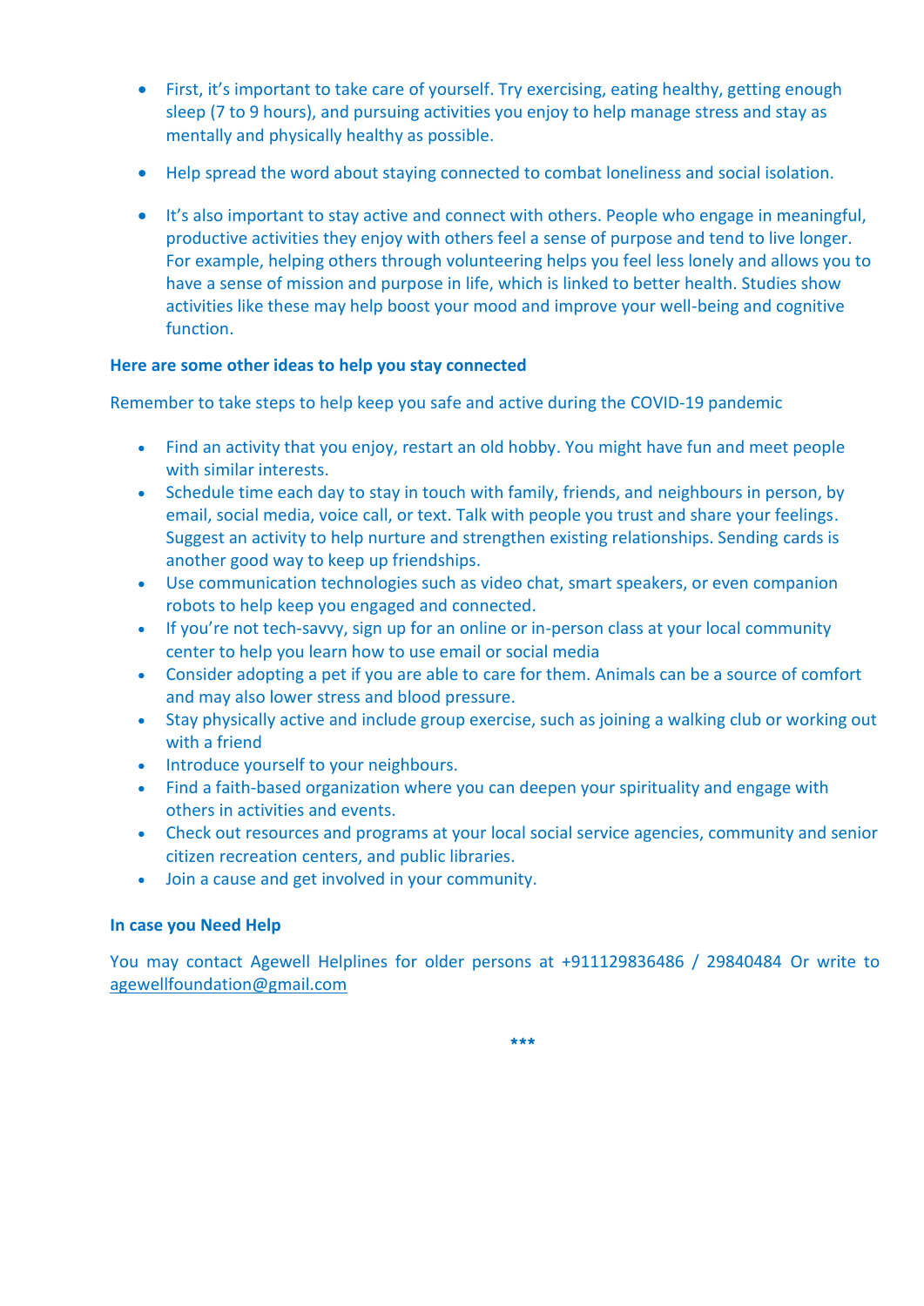- First, it's important to take care of yourself. Try exercising, eating healthy, getting enough sleep (7 to 9 hours), and pursuing activities you enjoy to help manage stress and stay as mentally and physically healthy as possible.

- Help spread the word about staying connected to combat loneliness and social isolation.

- It's also important to stay active and connect with others. People who engage in meaningful, productive activities they enjoy with others feel a sense of purpose and tend to live longer. For example, helping others through volunteering helps you feel less lonely and allows you to have a sense of mission and purpose in life, which is linked to better health. Studies show activities like these may help boost your mood and improve your well-being and cognitive function.

**Here are some other ideas to help you stay connected**

Remember to take steps to help keep you safe and active during the COVID-19 pandemic

- Find an activity that you enjoy, restart an old hobby. You might have fun and meet people with similar interests.
- Schedule time each day to stay in touch with family, friends, and neighbours in person, by email, social media, voice call, or text. Talk with people you trust and share your feelings. Suggest an activity to help nurture and strengthen existing relationships. Sending cards is another good way to keep up friendships.
- Use communication technologies such as video chat, smart speakers, or even companion robots to help keep you engaged and connected.
- If you're not tech-savvy, sign up for an online or in-person class at your local community center to help you learn how to use email or social media
- Consider adopting a pet if you are able to care for them. Animals can be a source of comfort and may also lower stress and blood pressure.
- Stay physically active and include group exercise, such as joining a walking club or working out with a friend
- Introduce yourself to your neighbours.
- Find a faith-based organization where you can deepen your spirituality and engage with others in activities and events.
- Check out resources and programs at your local social service agencies, community and senior citizen recreation centers, and public libraries.
- Join a cause and get involved in your community.

**In case you Need Help**

You may contact Agewell Helplines for older persons at +911129836486 / 29840484 Or write to agewellfoundation@gmail.com

***